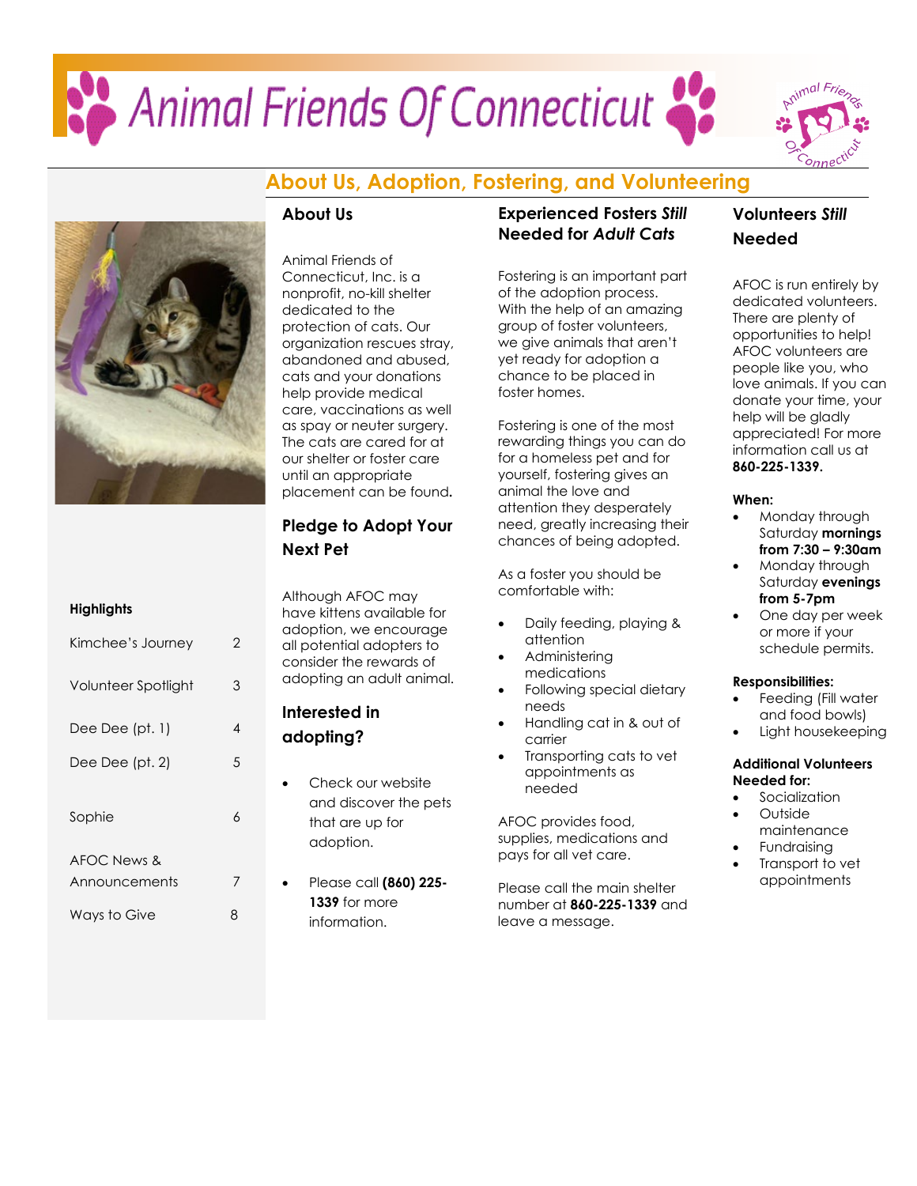# Animal Friends Of Connecticut

## About Us, Adoption, Fostering, and Volunteering

**Highlights**

| | |
|---|---|
| Kimchee's Journey | 2 |
| Volunteer Spotlight | 3 |
| Dee Dee (pt. 1) | 4 |
| Dee Dee (pt. 2) | 5 |
| Sophie | 6 |
| AFOC News & Announcements | 7 |
| Ways to Give | 8 |

### About Us

Animal Friends of Connecticut, Inc. is a nonprofit, no-kill shelter dedicated to the protection of cats. Our organization rescues stray, abandoned and abused, cats and your donations help provide medical care, vaccinations as well as spay or neuter surgery. The cats are cared for at our shelter or foster care until an appropriate placement can be found.

### Pledge to Adopt Your Next Pet

Although AFOC may have kittens available for adoption, we encourage all potential adopters to consider the rewards of adopting an adult animal.

### Interested in adopting?

- Check our website and discover the pets that are up for adoption.
- Please call **(860) 225-1339** for more information.

### Experienced Fosters *Still* Needed for *Adult Cats*

Fostering is an important part of the adoption process. With the help of an amazing group of foster volunteers, we give animals that aren't yet ready for adoption a chance to be placed in foster homes.

Fostering is one of the most rewarding things you can do for a homeless pet and for yourself, fostering gives an animal the love and attention they desperately need, greatly increasing their chances of being adopted.

As a foster you should be comfortable with:

- Daily feeding, playing & attention
- Administering medications
- Following special dietary needs
- Handling cat in & out of carrier
- Transporting cats to vet appointments as needed

AFOC provides food, supplies, medications and pays for all vet care.

Please call the main shelter number at **860-225-1339** and leave a message.

### Volunteers *Still* Needed

AFOC is run entirely by dedicated volunteers. There are plenty of opportunities to help! AFOC volunteers are people like you, who love animals. If you can donate your time, your help will be gladly appreciated! For more information call us at **860-225-1339.**

**When:**

- Monday through Saturday **mornings from 7:30 – 9:30am**
- Monday through Saturday **evenings from 5-7pm**
- One day per week or more if your schedule permits.

**Responsibilities:**

- Feeding (Fill water and food bowls)
- Light housekeeping

**Additional Volunteers Needed for:**

- Socialization
- Outside maintenance
- Fundraising
- Transport to vet appointments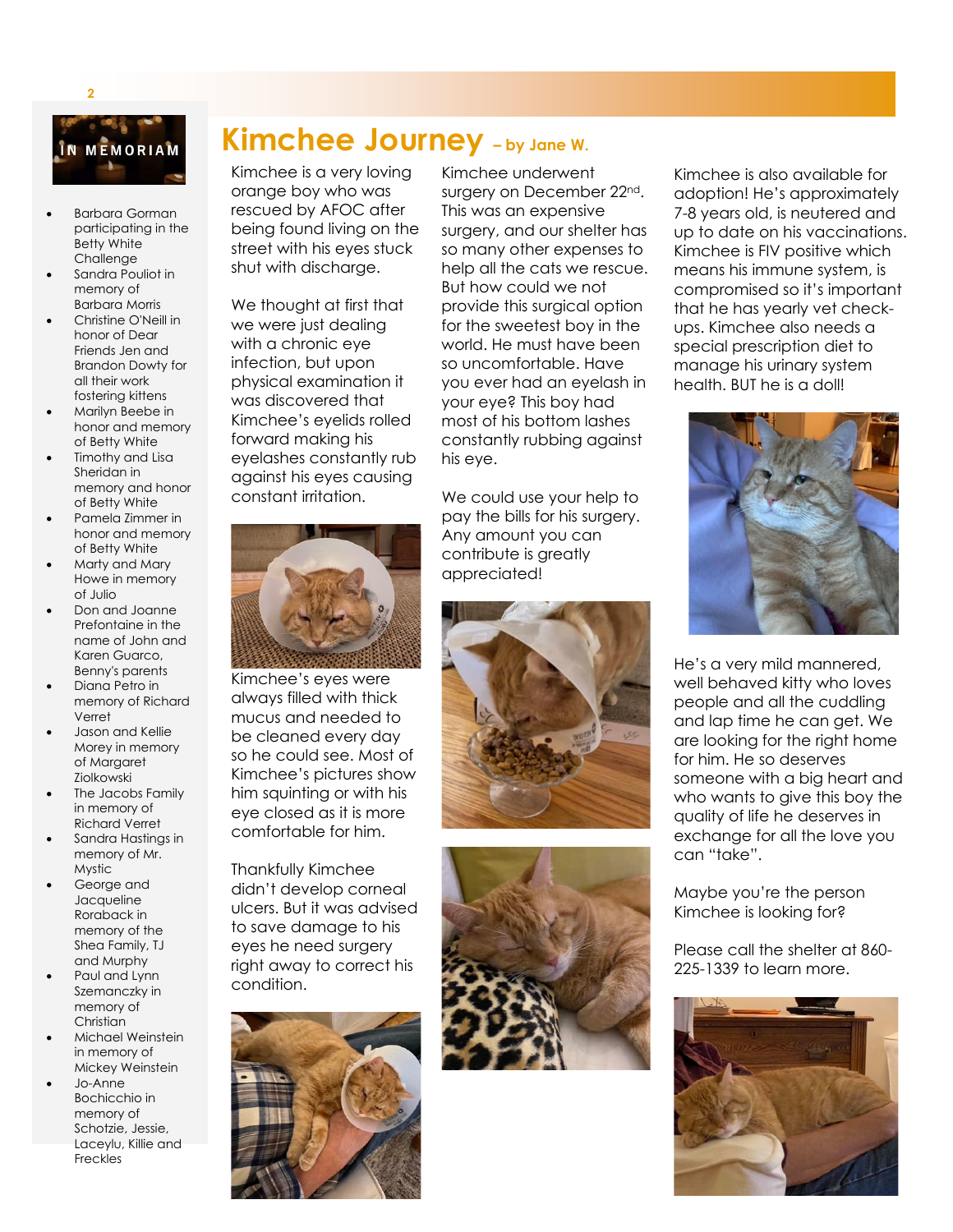## IN MEMORIAM

- Barbara Gorman participating in the Betty White Challenge
- Sandra Pouliot in memory of Barbara Morris
- Christine O'Neill in honor of Dear Friends Jen and Brandon Dowty for all their work fostering kittens
- Marilyn Beebe in honor and memory of Betty White
- Timothy and Lisa Sheridan in memory and honor of Betty White
- Pamela Zimmer in honor and memory of Betty White
- Marty and Mary Howe in memory of Julio
- Don and Joanne Prefontaine in the name of John and Karen Guarco, Benny's parents
- Diana Petro in memory of Richard Verret
- Jason and Kellie Morey in memory of Margaret Ziolkowski
- The Jacobs Family in memory of Richard Verret
- Sandra Hastings in memory of Mr. Mystic
- George and Jacqueline Roraback in memory of the Shea Family, TJ and Murphy
- Paul and Lynn Szemanczky in memory of Christian
- Michael Weinstein in memory of Mickey Weinstein
- Jo-Anne Bochicchio in memory of Schotzie, Jessie, Laceylu, Killie and Freckles

# Kimchee Journey – by Jane W.

Kimchee is a very loving orange boy who was rescued by AFOC after being found living on the street with his eyes stuck shut with discharge.

We thought at first that we were just dealing with a chronic eye infection, but upon physical examination it was discovered that Kimchee's eyelids rolled forward making his eyelashes constantly rub against his eyes causing constant irritation.

Kimchee's eyes were always filled with thick mucus and needed to be cleaned every day so he could see. Most of Kimchee's pictures show him squinting or with his eye closed as it is more comfortable for him.

Thankfully Kimchee didn't develop corneal ulcers. But it was advised to save damage to his eyes he need surgery right away to correct his condition.

Kimchee underwent surgery on December 22nd. This was an expensive surgery, and our shelter has so many other expenses to help all the cats we rescue. But how could we not provide this surgical option for the sweetest boy in the world. He must have been so uncomfortable. Have you ever had an eyelash in your eye? This boy had most of his bottom lashes constantly rubbing against his eye.

We could use your help to pay the bills for his surgery. Any amount you can contribute is greatly appreciated!

Kimchee is also available for adoption! He's approximately 7-8 years old, is neutered and up to date on his vaccinations. Kimchee is FIV positive which means his immune system, is compromised so it's important that he has yearly vet check-ups. Kimchee also needs a special prescription diet to manage his urinary system health. BUT he is a doll!

He's a very mild mannered, well behaved kitty who loves people and all the cuddling and lap time he can get. We are looking for the right home for him. He so deserves someone with a big heart and who wants to give this boy the quality of life he deserves in exchange for all the love you can "take".

Maybe you're the person Kimchee is looking for?

Please call the shelter at 860-225-1339 to learn more.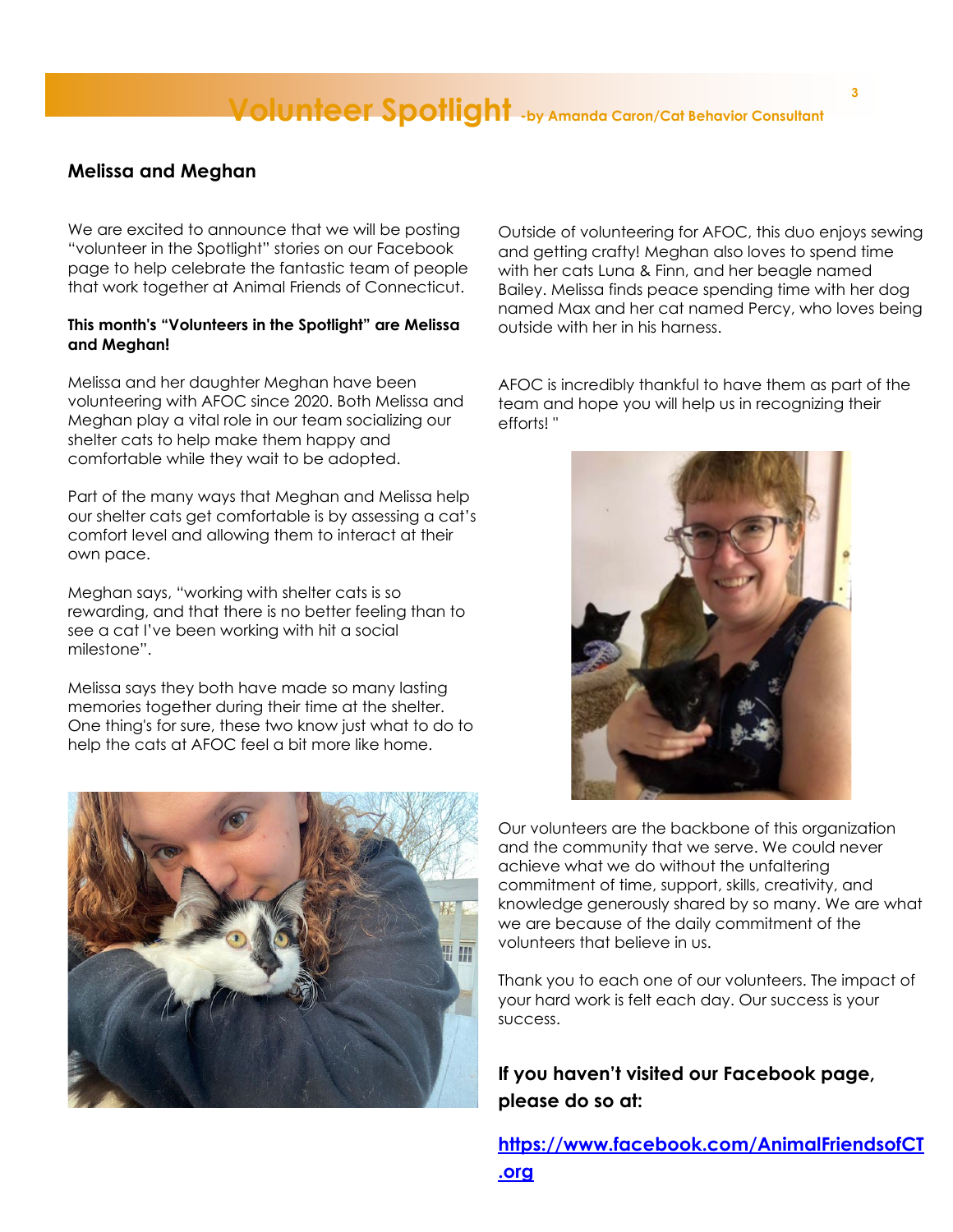# Volunteer Spotlight -by Amanda Caron/Cat Behavior Consultant

## Melissa and Meghan

We are excited to announce that we will be posting "volunteer in the Spotlight" stories on our Facebook page to help celebrate the fantastic team of people that work together at Animal Friends of Connecticut.

**This month's "Volunteers in the Spotlight" are Melissa and Meghan!**

Melissa and her daughter Meghan have been volunteering with AFOC since 2020. Both Melissa and Meghan play a vital role in our team socializing our shelter cats to help make them happy and comfortable while they wait to be adopted.

Part of the many ways that Meghan and Melissa help our shelter cats get comfortable is by assessing a cat's comfort level and allowing them to interact at their own pace.

Meghan says, "working with shelter cats is so rewarding, and that there is no better feeling than to see a cat I've been working with hit a social milestone".

Melissa says they both have made so many lasting memories together during their time at the shelter. One thing's for sure, these two know just what to do to help the cats at AFOC feel a bit more like home.

Outside of volunteering for AFOC, this duo enjoys sewing and getting crafty! Meghan also loves to spend time with her cats Luna & Finn, and her beagle named Bailey. Melissa finds peace spending time with her dog named Max and her cat named Percy, who loves being outside with her in his harness.

AFOC is incredibly thankful to have them as part of the team and hope you will help us in recognizing their efforts! "

Our volunteers are the backbone of this organization and the community that we serve. We could never achieve what we do without the unfaltering commitment of time, support, skills, creativity, and knowledge generously shared by so many. We are what we are because of the daily commitment of the volunteers that believe in us.

Thank you to each one of our volunteers. The impact of your hard work is felt each day. Our success is your success.

**If you haven't visited our Facebook page, please do so at:**

**https://www.facebook.com/AnimalFriendsofCT.org**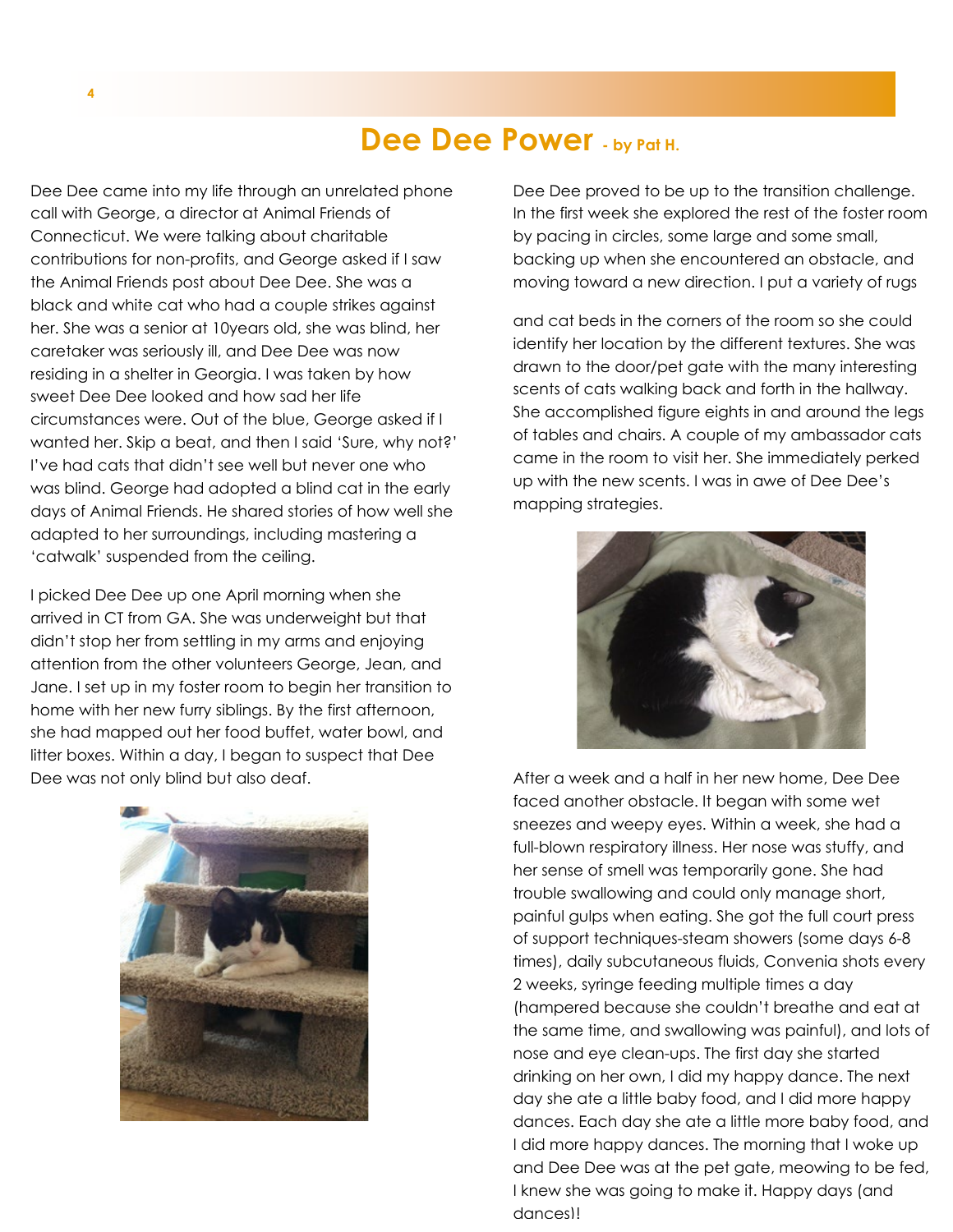# Dee Dee Power - by Pat H.

Dee Dee came into my life through an unrelated phone call with George, a director at Animal Friends of Connecticut. We were talking about charitable contributions for non-profits, and George asked if I saw the Animal Friends post about Dee Dee. She was a black and white cat who had a couple strikes against her. She was a senior at 10years old, she was blind, her caretaker was seriously ill, and Dee Dee was now residing in a shelter in Georgia. I was taken by how sweet Dee Dee looked and how sad her life circumstances were. Out of the blue, George asked if I wanted her. Skip a beat, and then I said 'Sure, why not?' I've had cats that didn't see well but never one who was blind. George had adopted a blind cat in the early days of Animal Friends. He shared stories of how well she adapted to her surroundings, including mastering a 'catwalk' suspended from the ceiling.

I picked Dee Dee up one April morning when she arrived in CT from GA. She was underweight but that didn't stop her from settling in my arms and enjoying attention from the other volunteers George, Jean, and Jane. I set up in my foster room to begin her transition to home with her new furry siblings. By the first afternoon, she had mapped out her food buffet, water bowl, and litter boxes. Within a day, I began to suspect that Dee Dee was not only blind but also deaf.

Dee Dee proved to be up to the transition challenge. In the first week she explored the rest of the foster room by pacing in circles, some large and some small, backing up when she encountered an obstacle, and moving toward a new direction. I put a variety of rugs and cat beds in the corners of the room so she could identify her location by the different textures. She was drawn to the door/pet gate with the many interesting scents of cats walking back and forth in the hallway. She accomplished figure eights in and around the legs of tables and chairs. A couple of my ambassador cats came in the room to visit her. She immediately perked up with the new scents. I was in awe of Dee Dee's mapping strategies.

After a week and a half in her new home, Dee Dee faced another obstacle. It began with some wet sneezes and weepy eyes. Within a week, she had a full-blown respiratory illness. Her nose was stuffy, and her sense of smell was temporarily gone. She had trouble swallowing and could only manage short, painful gulps when eating. She got the full court press of support techniques-steam showers (some days 6-8 times), daily subcutaneous fluids, Convenia shots every 2 weeks, syringe feeding multiple times a day (hampered because she couldn't breathe and eat at the same time, and swallowing was painful), and lots of nose and eye clean-ups. The first day she started drinking on her own, I did my happy dance. The next day she ate a little baby food, and I did more happy dances. Each day she ate a little more baby food, and I did more happy dances. The morning that I woke up and Dee Dee was at the pet gate, meowing to be fed, I knew she was going to make it. Happy days (and dances)!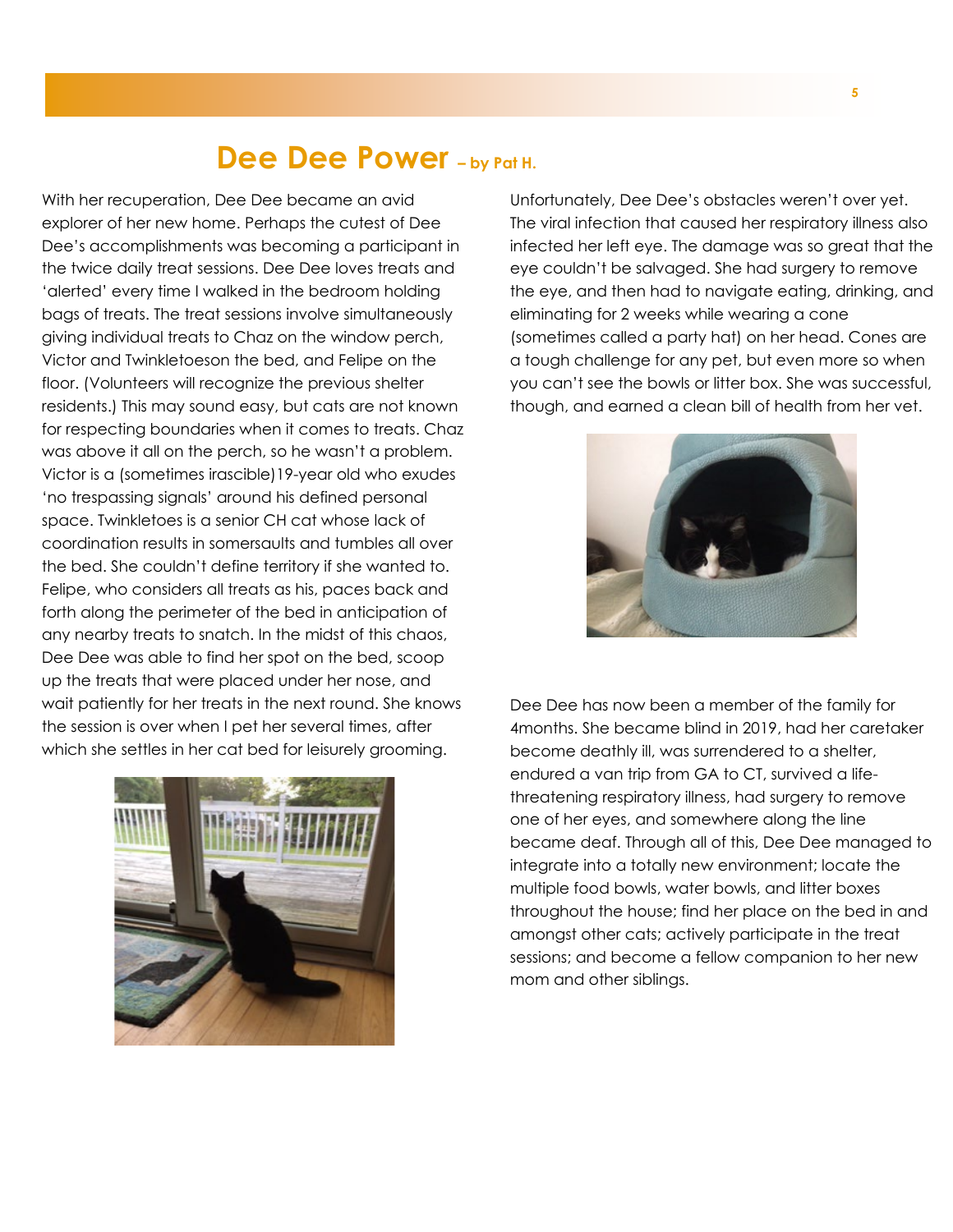# Dee Dee Power – by Pat H.

With her recuperation, Dee Dee became an avid explorer of her new home. Perhaps the cutest of Dee Dee's accomplishments was becoming a participant in the twice daily treat sessions. Dee Dee loves treats and 'alerted' every time I walked in the bedroom holding bags of treats. The treat sessions involve simultaneously giving individual treats to Chaz on the window perch, Victor and Twinkletoeson the bed, and Felipe on the floor. (Volunteers will recognize the previous shelter residents.) This may sound easy, but cats are not known for respecting boundaries when it comes to treats. Chaz was above it all on the perch, so he wasn't a problem. Victor is a (sometimes irascible)19-year old who exudes 'no trespassing signals' around his defined personal space. Twinkletoes is a senior CH cat whose lack of coordination results in somersaults and tumbles all over the bed. She couldn't define territory if she wanted to. Felipe, who considers all treats as his, paces back and forth along the perimeter of the bed in anticipation of any nearby treats to snatch. In the midst of this chaos, Dee Dee was able to find her spot on the bed, scoop up the treats that were placed under her nose, and wait patiently for her treats in the next round. She knows the session is over when I pet her several times, after which she settles in her cat bed for leisurely grooming.

Unfortunately, Dee Dee's obstacles weren't over yet. The viral infection that caused her respiratory illness also infected her left eye. The damage was so great that the eye couldn't be salvaged. She had surgery to remove the eye, and then had to navigate eating, drinking, and eliminating for 2 weeks while wearing a cone (sometimes called a party hat) on her head. Cones are a tough challenge for any pet, but even more so when you can't see the bowls or litter box. She was successful, though, and earned a clean bill of health from her vet.

Dee Dee has now been a member of the family for 4months. She became blind in 2019, had her caretaker become deathly ill, was surrendered to a shelter, endured a van trip from GA to CT, survived a life-threatening respiratory illness, had surgery to remove one of her eyes, and somewhere along the line became deaf. Through all of this, Dee Dee managed to integrate into a totally new environment; locate the multiple food bowls, water bowls, and litter boxes throughout the house; find her place on the bed in and amongst other cats; actively participate in the treat sessions; and become a fellow companion to her new mom and other siblings.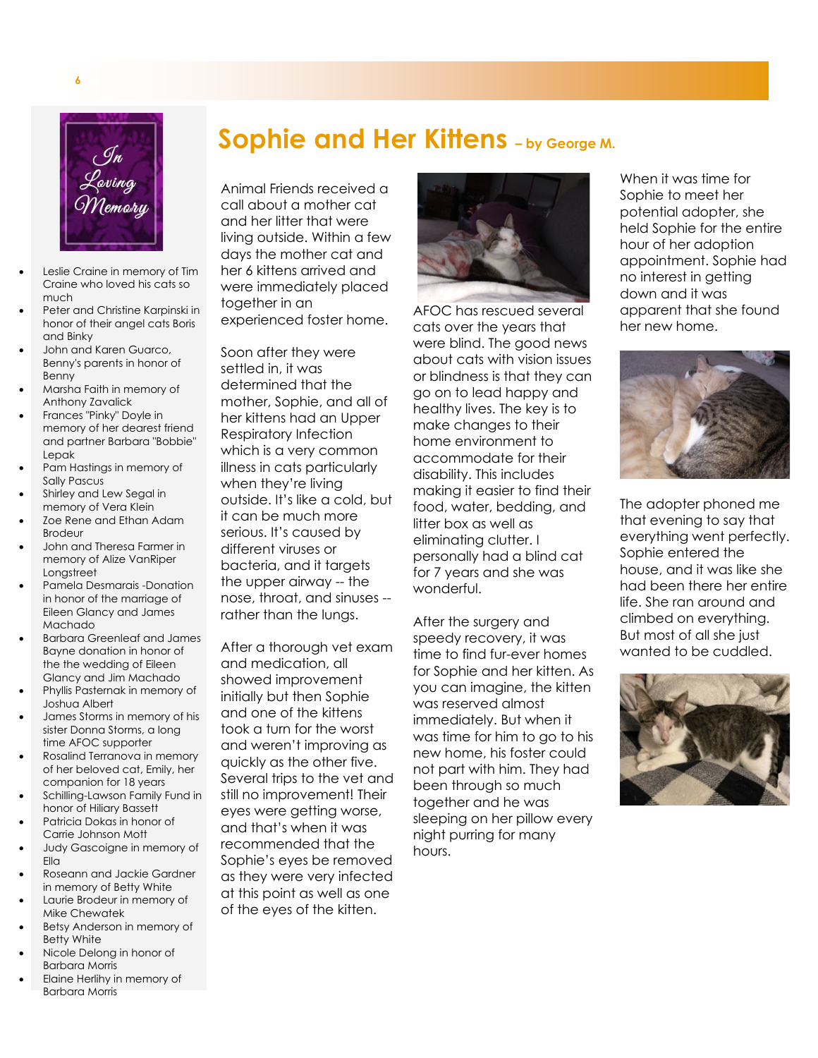# Sophie and Her Kittens – by George M.

Animal Friends received a call about a mother cat and her litter that were living outside. Within a few days the mother cat and her 6 kittens arrived and were immediately placed together in an experienced foster home.

Soon after they were settled in, it was determined that the mother, Sophie, and all of her kittens had an Upper Respiratory Infection which is a very common illness in cats particularly when they're living outside. It's like a cold, but it can be much more serious. It's caused by different viruses or bacteria, and it targets the upper airway -- the nose, throat, and sinuses -- rather than the lungs.

After a thorough vet exam and medication, all showed improvement initially but then Sophie and one of the kittens took a turn for the worst and weren't improving as quickly as the other five. Several trips to the vet and still no improvement! Their eyes were getting worse, and that's when it was recommended that the Sophie's eyes be removed as they were very infected at this point as well as one of the eyes of the kitten.

AFOC has rescued several cats over the years that were blind. The good news about cats with vision issues or blindness is that they can go on to lead happy and healthy lives. The key is to make changes to their home environment to accommodate for their disability. This includes making it easier to find their food, water, bedding, and litter box as well as eliminating clutter. I personally had a blind cat for 7 years and she was wonderful.

After the surgery and speedy recovery, it was time to find fur-ever homes for Sophie and her kitten. As you can imagine, the kitten was reserved almost immediately. But when it was time for him to go to his new home, his foster could not part with him. They had been through so much together and he was sleeping on her pillow every night purring for many hours.

When it was time for Sophie to meet her potential adopter, she held Sophie for the entire hour of her adoption appointment. Sophie had no interest in getting down and it was apparent that she found her new home.

The adopter phoned me that evening to say that everything went perfectly. Sophie entered the house, and it was like she had been there her entire life. She ran around and climbed on everything. But most of all she just wanted to be cuddled.

## In Loving Memory

- Leslie Craine in memory of Tim Craine who loved his cats so much
- Peter and Christine Karpinski in honor of their angel cats Boris and Binky
- John and Karen Guarco, Benny's parents in honor of Benny
- Marsha Faith in memory of Anthony Zavalick
- Frances "Pinky" Doyle in memory of her dearest friend and partner Barbara "Bobbie" Lepak
- Pam Hastings in memory of Sally Pascus
- Shirley and Lew Segal in memory of Vera Klein
- Zoe Rene and Ethan Adam Brodeur
- John and Theresa Farmer in memory of Alize VanRiper Longstreet
- Pamela Desmarais -Donation in honor of the marriage of Eileen Glancy and James Machado
- Barbara Greenleaf and James Bayne donation in honor of the the wedding of Eileen Glancy and Jim Machado
- Phyllis Pasternak in memory of Joshua Albert
- James Storms in memory of his sister Donna Storms, a long time AFOC supporter
- Rosalind Terranova in memory of her beloved cat, Emily, her companion for 18 years
- Schilling-Lawson Family Fund in honor of Hiliary Bassett
- Patricia Dokas in honor of Carrie Johnson Mott
- Judy Gascoigne in memory of Ella
- Roseann and Jackie Gardner in memory of Betty White
- Laurie Brodeur in memory of Mike Chewatek
- Betsy Anderson in memory of Betty White
- Nicole Delong in honor of Barbara Morris
- Elaine Herlihy in memory of Barbara Morris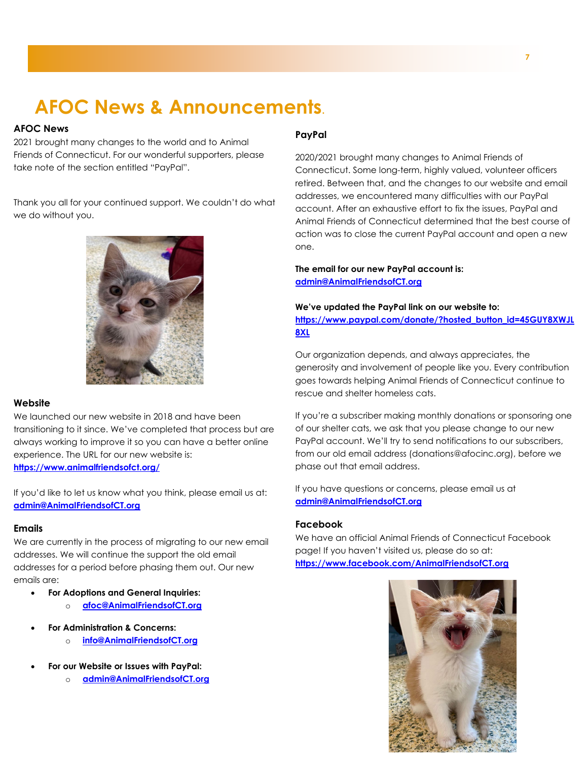# AFOC News & Announcements.

### AFOC News

2021 brought many changes to the world and to Animal Friends of Connecticut. For our wonderful supporters, please take note of the section entitled "PayPal".

Thank you all for your continued support. We couldn't do what we do without you.

### Website

We launched our new website in 2018 and have been transitioning to it since. We've completed that process but are always working to improve it so you can have a better online experience. The URL for our new website is: **https://www.animalfriendsofct.org/**

If you'd like to let us know what you think, please email us at: **admin@AnimalFriendsofCT.org**

### Emails

We are currently in the process of migrating to our new email addresses. We will continue the support the old email addresses for a period before phasing them out. Our new emails are:

- **For Adoptions and General Inquiries:**
  - **afoc@AnimalFriendsofCT.org**
- **For Administration & Concerns:**
  - **info@AnimalFriendsofCT.org**
- **For our Website or Issues with PayPal:**
  - **admin@AnimalFriendsofCT.org**

### PayPal

2020/2021 brought many changes to Animal Friends of Connecticut. Some long-term, highly valued, volunteer officers retired. Between that, and the changes to our website and email addresses, we encountered many difficulties with our PayPal account. After an exhaustive effort to fix the issues, PayPal and Animal Friends of Connecticut determined that the best course of action was to close the current PayPal account and open a new one.

**The email for our new PayPal account is: admin@AnimalFriendsofCT.org**

**We've updated the PayPal link on our website to: https://www.paypal.com/donate/?hosted_button_id=45GUY8XWJL8XL**

Our organization depends, and always appreciates, the generosity and involvement of people like you. Every contribution goes towards helping Animal Friends of Connecticut continue to rescue and shelter homeless cats.

If you're a subscriber making monthly donations or sponsoring one of our shelter cats, we ask that you please change to our new PayPal account. We'll try to send notifications to our subscribers, from our old email address (donations@afocinc.org), before we phase out that email address.

If you have questions or concerns, please email us at **admin@AnimalFriendsofCT.org**

### Facebook

We have an official Animal Friends of Connecticut Facebook page! If you haven't visited us, please do so at: **https://www.facebook.com/AnimalFriendsofCT.org**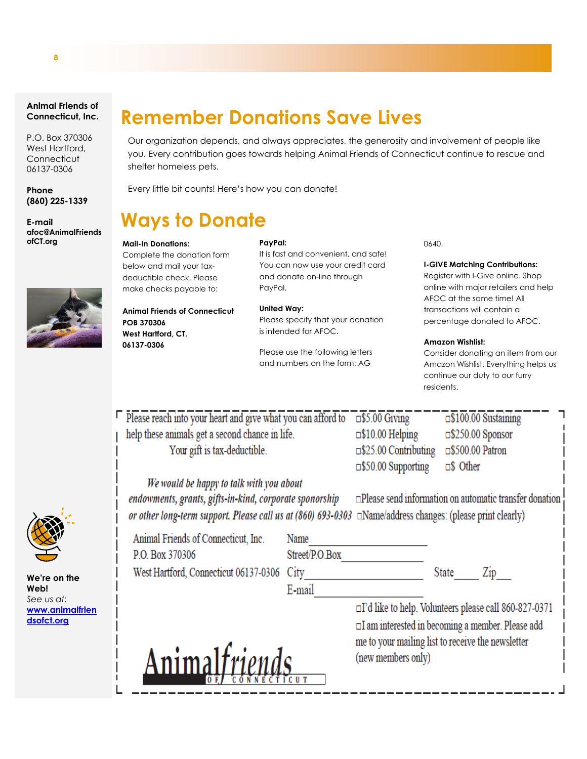**Animal Friends of Connecticut, Inc.**

P.O. Box 370306
West Hartford, Connecticut
06137-0306

**Phone**
**(860) 225-1339**

**E-mail**
**afoc@AnimalFriendsofCT.org**

**We're on the Web!**
*See us at:*
[www.animalfriendsofct.org](http://www.animalfriendsofct.org)

# Remember Donations Save Lives

Our organization depends, and always appreciates, the generosity and involvement of people like you. Every contribution goes towards helping Animal Friends of Connecticut continue to rescue and shelter homeless pets.

Every little bit counts! Here's how you can donate!

# Ways to Donate

**Mail-In Donations:**
Complete the donation form below and mail your tax-deductible check. Please make checks payable to:

**Animal Friends of Connecticut**
**POB 370306**
**West Hartford, CT.**
**06137-0306**

**PayPal:**
It is fast and convenient, and safe! You can now use your credit card and donate on-line through PayPal.

**United Way:**
Please specify that your donation is intended for AFOC.

Please use the following letters and numbers on the form: AG 0640.

**I-GIVE Matching Contributions:**
Register with I-Give online. Shop online with major retailers and help AFOC at the same time! All transactions will contain a percentage donated to AFOC.

**Amazon Wishlist:**
Consider donating an item from our Amazon Wishlist. Everything helps us continue our duty to our furry residents.

---

Please reach into your heart and give what you can afford to help these animals get a second chance in life.
Your gift is tax-deductible.

□$5.00 Giving
□$10.00 Helping
□$25.00 Contributing
□$50.00 Supporting
□$100.00 Sustaining
□$250.00 Sponsor
□$500.00 Patron
□$ Other

*We would be happy to talk with you about endowments, grants, gifts-in-kind, corporate sponsorship or other long-term support. Please call us at (860) 693-0303*

□Please send information on automatic transfer donation
□Name/address changes: (please print clearly)

Animal Friends of Connecticut, Inc.
P.O. Box 370306
West Hartford, Connecticut 06137-0306

Name\_\_\_\_\_\_\_\_\_\_\_\_\_\_\_\_\_\_\_\_\_\_
Street/P.O Box\_\_\_\_\_\_\_\_\_\_\_\_\_\_\_\_\_\_
City\_\_\_\_\_\_\_\_\_\_\_\_\_\_\_\_\_\_\_\_\_\_\_ State\_\_\_\_ Zip\_\_\_
E-mail\_\_\_\_\_\_\_\_\_\_\_\_\_\_\_\_\_\_\_\_\_\_

□I'd like to help. Volunteers please call 860-827-0371
□I am interested in becoming a member. Please add me to your mailing list to receive the newsletter (new members only)

Animalfriends OF CONNECTICUT